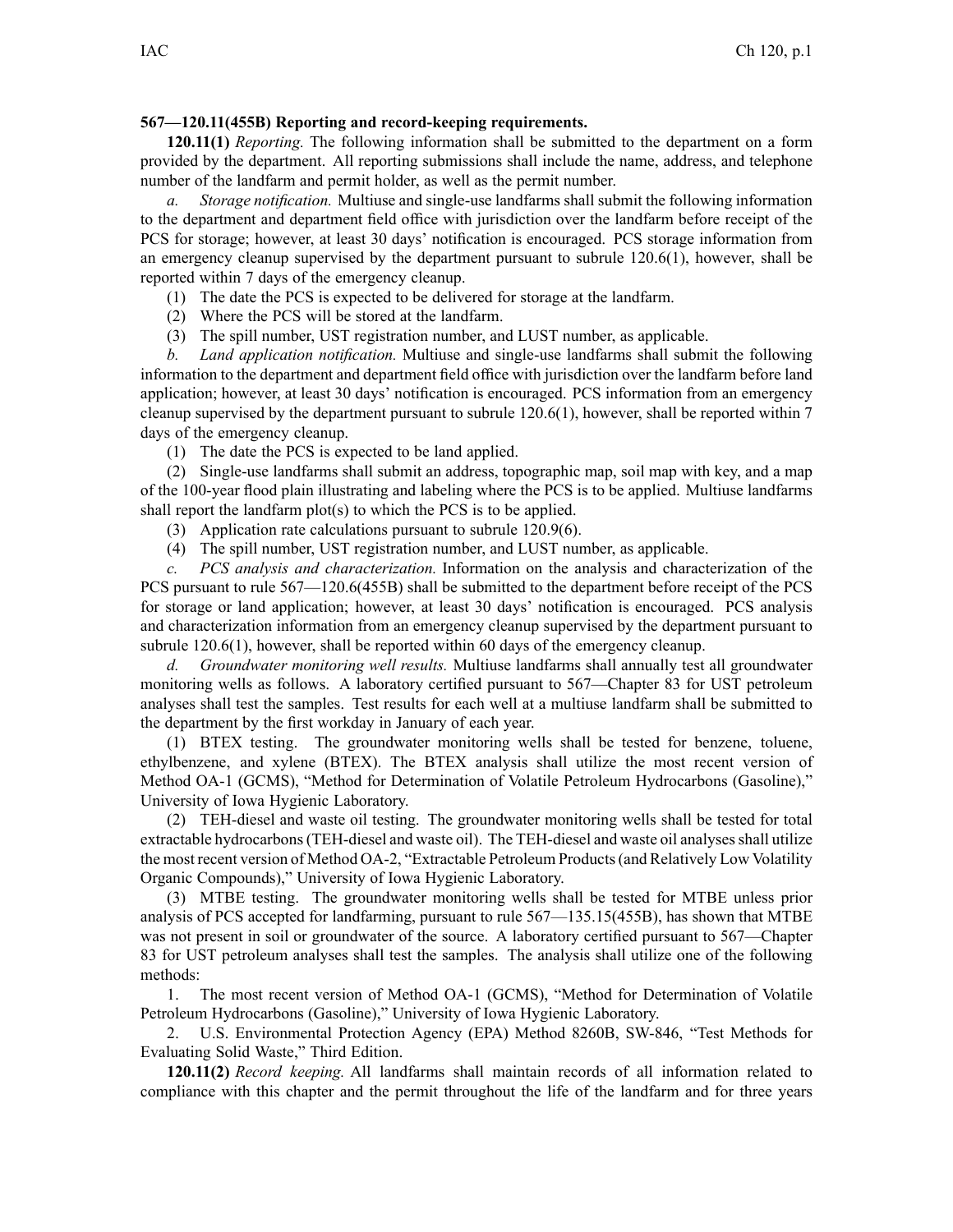**567—120.11(455B) Reporting and record-keeping requirements.**

**120.11(1)** *Reporting.* The following information shall be submitted to the department on a form provided by the department. All reporting submissions shall include the name, address, and telephone number of the landfarm and permit holder, as well as the permit number.

*a. Storage notification.* Multiuse and single-use landfarms shall submit the following information to the department and department field office with jurisdiction over the landfarm before receipt of the PCS for storage; however, at least 30 days' notification is encouraged. PCS storage information from an emergency cleanup supervised by the department pursuant to subrule 120.6(1), however, shall be reported within 7 days of the emergency cleanup.

(1) The date the PCS is expected to be delivered for storage at the landfarm.

(2) Where the PCS will be stored at the landfarm.

(3) The spill number, UST registration number, and LUST number, as applicable.

*b. Land application notification.* Multiuse and single-use landfarms shall submit the following information to the department and department field office with jurisdiction over the landfarm before land application; however, at least 30 days' notification is encouraged. PCS information from an emergency cleanup supervised by the department pursuant to subrule 120.6(1), however, shall be reported within 7 days of the emergency cleanup.

(1) The date the PCS is expected to be land applied.

(2) Single-use landfarms shall submit an address, topographic map, soil map with key, and a map of the 100-year flood plain illustrating and labeling where the PCS is to be applied. Multiuse landfarms shall report the landfarm plot(s) to which the PCS is to be applied.

(3) Application rate calculations pursuant to subrule 120.9(6).

(4) The spill number, UST registration number, and LUST number, as applicable.

*c. PCS analysis and characterization.* Information on the analysis and characterization of the PCS pursuant to rule 567—120.6(455B) shall be submitted to the department before receipt of the PCS for storage or land application; however, at least 30 days' notification is encouraged. PCS analysis and characterization information from an emergency cleanup supervised by the department pursuant to subrule 120.6(1), however, shall be reported within 60 days of the emergency cleanup.

*d. Groundwater monitoring well results.* Multiuse landfarms shall annually test all groundwater monitoring wells as follows. A laboratory certified pursuant to 567—Chapter 83 for UST petroleum analyses shall test the samples. Test results for each well at a multiuse landfarm shall be submitted to the department by the first workday in January of each year.

(1) BTEX testing. The groundwater monitoring wells shall be tested for benzene, toluene, ethylbenzene, and xylene (BTEX). The BTEX analysis shall utilize the most recent version of Method OA-1 (GCMS), "Method for Determination of Volatile Petroleum Hydrocarbons (Gasoline)," University of Iowa Hygienic Laboratory.

(2) TEH-diesel and waste oil testing. The groundwater monitoring wells shall be tested for total extractable hydrocarbons (TEH-diesel and waste oil). The TEH-diesel and waste oil analyses shall utilize the most recent version of Method OA-2, "Extractable Petroleum Products (and Relatively Low Volatility Organic Compounds)," University of Iowa Hygienic Laboratory.

(3) MTBE testing. The groundwater monitoring wells shall be tested for MTBE unless prior analysis of PCS accepted for landfarming, pursuant to rule 567—135.15(455B), has shown that MTBE was not present in soil or groundwater of the source. A laboratory certified pursuant to 567—Chapter 83 for UST petroleum analyses shall test the samples. The analysis shall utilize one of the following methods:

1. The most recent version of Method OA-1 (GCMS), "Method for Determination of Volatile Petroleum Hydrocarbons (Gasoline)," University of Iowa Hygienic Laboratory.

2. U.S. Environmental Protection Agency (EPA) Method 8260B, SW-846, "Test Methods for Evaluating Solid Waste," Third Edition.

**120.11(2)** *Record keeping.* All landfarms shall maintain records of all information related to compliance with this chapter and the permit throughout the life of the landfarm and for three years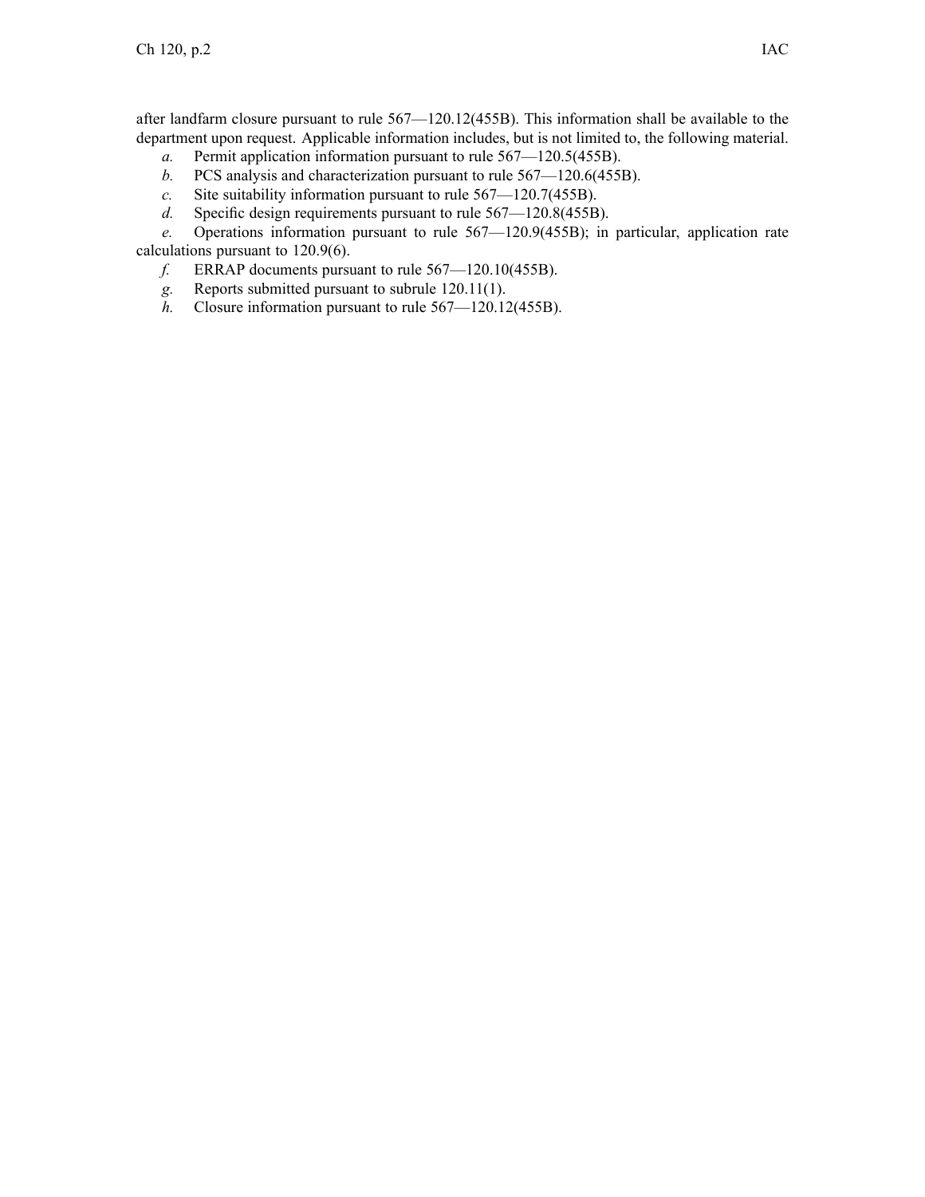after landfarm closure pursuant to rule 567—120.12(455B). This information shall be available to the department upon request. Applicable information includes, but is not limited to, the following material.

*a.* Permit application information pursuant to rule 567—120.5(455B).

*b.* PCS analysis and characterization pursuant to rule 567—120.6(455B).

*c.* Site suitability information pursuant to rule 567—120.7(455B).

*d.* Specific design requirements pursuant to rule 567—120.8(455B).

*e.* Operations information pursuant to rule 567—120.9(455B); in particular, application rate calculations pursuant to 120.9(6).

*f.* ERRAP documents pursuant to rule 567—120.10(455B).

*g.* Reports submitted pursuant to subrule 120.11(1).

*h.* Closure information pursuant to rule 567—120.12(455B).